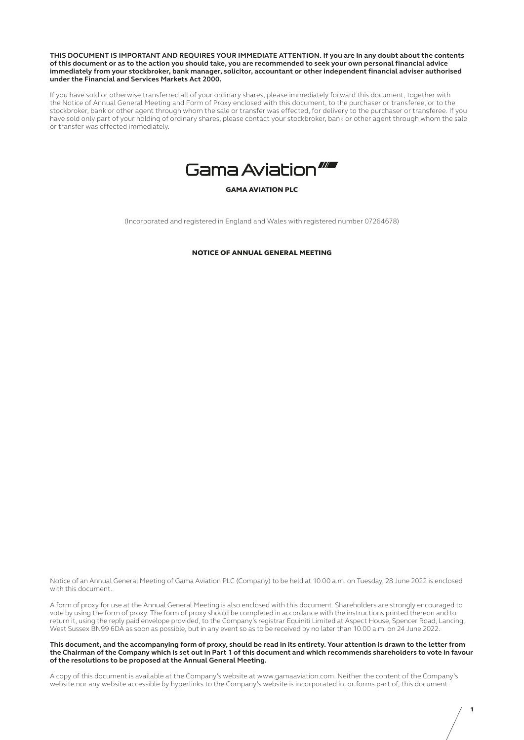**THIS DOCUMENT IS IMPORTANT AND REQUIRES YOUR IMMEDIATE ATTENTION. If you are in any doubt about the contents of this document or as to the action you should take, you are recommended to seek your own personal financial advice immediately from your stockbroker, bank manager, solicitor, accountant or other independent financial adviser authorised under the Financial and Services Markets Act 2000.**

If you have sold or otherwise transferred all of your ordinary shares, please immediately forward this document, together with the Notice of Annual General Meeting and Form of Proxy enclosed with this document, to the purchaser or transferee, or to the stockbroker, bank or other agent through whom the sale or transfer was effected, for delivery to the purchaser or transferee. If you have sold only part of your holding of ordinary shares, please contact your stockbroker, bank or other agent through whom the sale or transfer was effected immediately.

Gama Aviation

# GAMA AVIATION PLC

(Incorporated and registered in England and Wales with registered number 07264678)

## NOTICE OF ANNUAL GENERAL MEETING

Notice of an Annual General Meeting of Gama Aviation PLC (Company) to be held at 10.00 a.m. on Tuesday, 28 June 2022 is enclosed with this document.

A form of proxy for use at the Annual General Meeting is also enclosed with this document. Shareholders are strongly encouraged to vote by using the form of proxy. The form of proxy should be completed in accordance with the instructions printed thereon and to return it, using the reply paid envelope provided, to the Company's registrar Equiniti Limited at Aspect House, Spencer Road, Lancing, West Sussex BN99 6DA as soon as possible, but in any event so as to be received by no later than 10.00 a.m. on 24 June 2022.

**This document, and the accompanying form of proxy, should be read in its entirety. Your attention is drawn to the letter from the Chairman of the Company which is set out in Part 1 of this document and which recommends shareholders to vote in favour of the resolutions to be proposed at the Annual General Meeting.**

A copy of this document is available at the Company's website at www.gamaaviation.com. Neither the content of the Company's website nor any website accessible by hyperlinks to the Company's website is incorporated in, or forms part of, this document.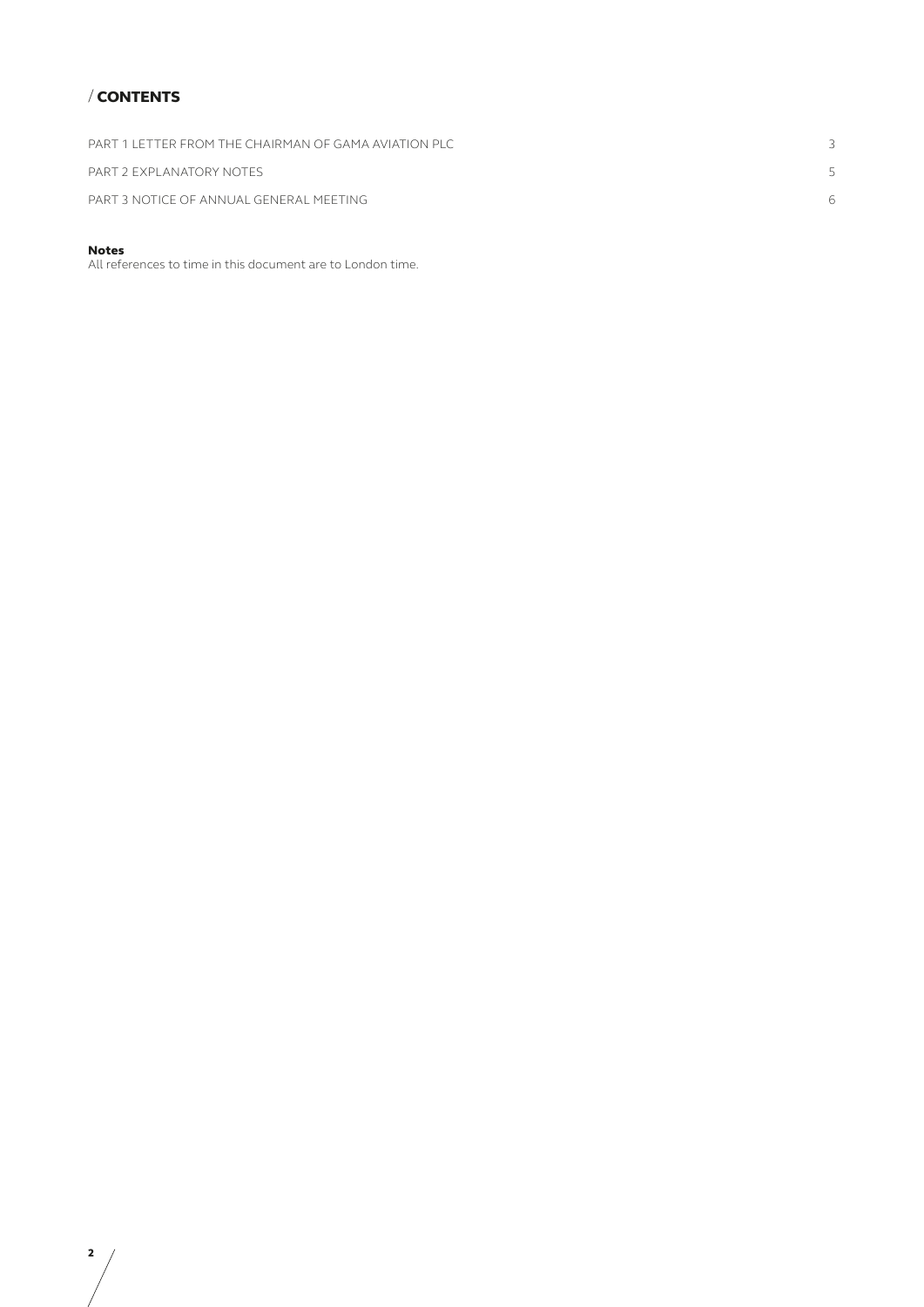# / CONTENTS

| | |
|---|---|
| PART 1 LETTER FROM THE CHAIRMAN OF GAMA AVIATION PLC | 3 |
| PART 2 EXPLANATORY NOTES | 5 |
| PART 3 NOTICE OF ANNUAL GENERAL MEETING | 6 |

**Notes**

All references to time in this document are to London time.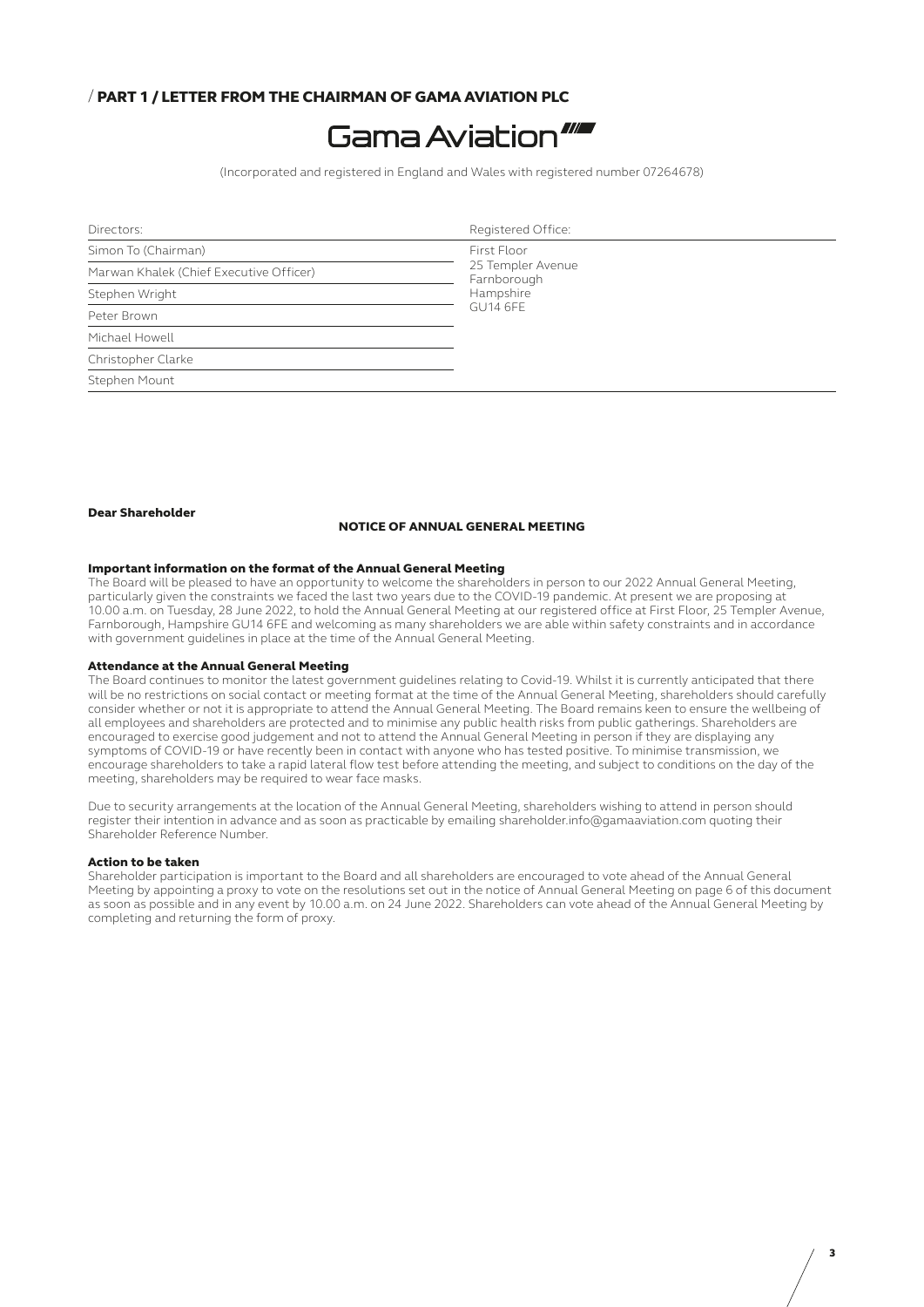## / PART 1 / LETTER FROM THE CHAIRMAN OF GAMA AVIATION PLC

# Gama Aviation

(Incorporated and registered in England and Wales with registered number 07264678)

| Directors: | Registered Office: |
| --- | --- |
| Simon To (Chairman) | First Floor<br>25 Templer Avenue<br>Farnborough<br>Hampshire<br>GU14 6FE |
| Marwan Khalek (Chief Executive Officer) | |
| Stephen Wright | |
| Peter Brown | |
| Michael Howell | |
| Christopher Clarke | |
| Stephen Mount | |

**Dear Shareholder**

**NOTICE OF ANNUAL GENERAL MEETING**

### Important information on the format of the Annual General Meeting

The Board will be pleased to have an opportunity to welcome the shareholders in person to our 2022 Annual General Meeting, particularly given the constraints we faced the last two years due to the COVID-19 pandemic. At present we are proposing at 10.00 a.m. on Tuesday, 28 June 2022, to hold the Annual General Meeting at our registered office at First Floor, 25 Templer Avenue, Farnborough, Hampshire GU14 6FE and welcoming as many shareholders we are able within safety constraints and in accordance with government guidelines in place at the time of the Annual General Meeting.

### Attendance at the Annual General Meeting

The Board continues to monitor the latest government guidelines relating to Covid-19. Whilst it is currently anticipated that there will be no restrictions on social contact or meeting format at the time of the Annual General Meeting, shareholders should carefully consider whether or not it is appropriate to attend the Annual General Meeting. The Board remains keen to ensure the wellbeing of all employees and shareholders are protected and to minimise any public health risks from public gatherings. Shareholders are encouraged to exercise good judgement and not to attend the Annual General Meeting in person if they are displaying any symptoms of COVID-19 or have recently been in contact with anyone who has tested positive. To minimise transmission, we encourage shareholders to take a rapid lateral flow test before attending the meeting, and subject to conditions on the day of the meeting, shareholders may be required to wear face masks.

Due to security arrangements at the location of the Annual General Meeting, shareholders wishing to attend in person should register their intention in advance and as soon as practicable by emailing shareholder.info@gamaaviation.com quoting their Shareholder Reference Number.

### Action to be taken

Shareholder participation is important to the Board and all shareholders are encouraged to vote ahead of the Annual General Meeting by appointing a proxy to vote on the resolutions set out in the notice of Annual General Meeting on page 6 of this document as soon as possible and in any event by 10.00 a.m. on 24 June 2022. Shareholders can vote ahead of the Annual General Meeting by completing and returning the form of proxy.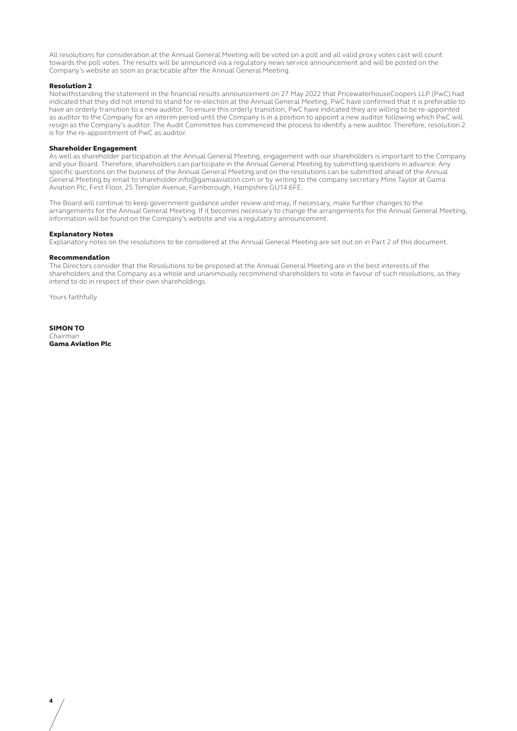All resolutions for consideration at the Annual General Meeting will be voted on a poll and all valid proxy votes cast will count towards the poll votes. The results will be announced via a regulatory news service announcement and will be posted on the Company's website as soon as practicable after the Annual General Meeting.

### Resolution 2

Notwithstanding the statement in the financial results announcement on 27 May 2022 that PricewaterhouseCoopers LLP (PwC) had indicated that they did not intend to stand for re-election at the Annual General Meeting, PwC have confirmed that it is preferable to have an orderly transition to a new auditor. To ensure this orderly transition, PwC have indicated they are willing to be re-appointed as auditor to the Company for an interim period until the Company is in a position to appoint a new auditor following which PwC will resign as the Company's auditor. The Audit Committee has commenced the process to identify a new auditor. Therefore, resolution 2 is for the re-appointment of PwC as auditor.

### Shareholder Engagement

As well as shareholder participation at the Annual General Meeting, engagement with our shareholders is important to the Company and your Board. Therefore, shareholders can participate in the Annual General Meeting by submitting questions in advance. Any specific questions on the business of the Annual General Meeting and on the resolutions can be submitted ahead of the Annual General Meeting by email to shareholder.info@gamaaviation.com or by writing to the company secretary Mine Taylor at Gama Aviation Plc, First Floor, 25 Templer Avenue, Farnborough, Hampshire GU14 6FE.

The Board will continue to keep government guidance under review and may, if necessary, make further changes to the arrangements for the Annual General Meeting. If it becomes necessary to change the arrangements for the Annual General Meeting, information will be found on the Company's website and via a regulatory announcement.

### Explanatory Notes

Explanatory notes on the resolutions to be considered at the Annual General Meeting are set out on in Part 2 of this document.

### Recommendation

The Directors consider that the Resolutions to be proposed at the Annual General Meeting are in the best interests of the shareholders and the Company as a whole and unanimously recommend shareholders to vote in favour of such resolutions, as they intend to do in respect of their own shareholdings.

Yours faithfully

**SIMON TO**
*Chairman*
**Gama Aviation Plc**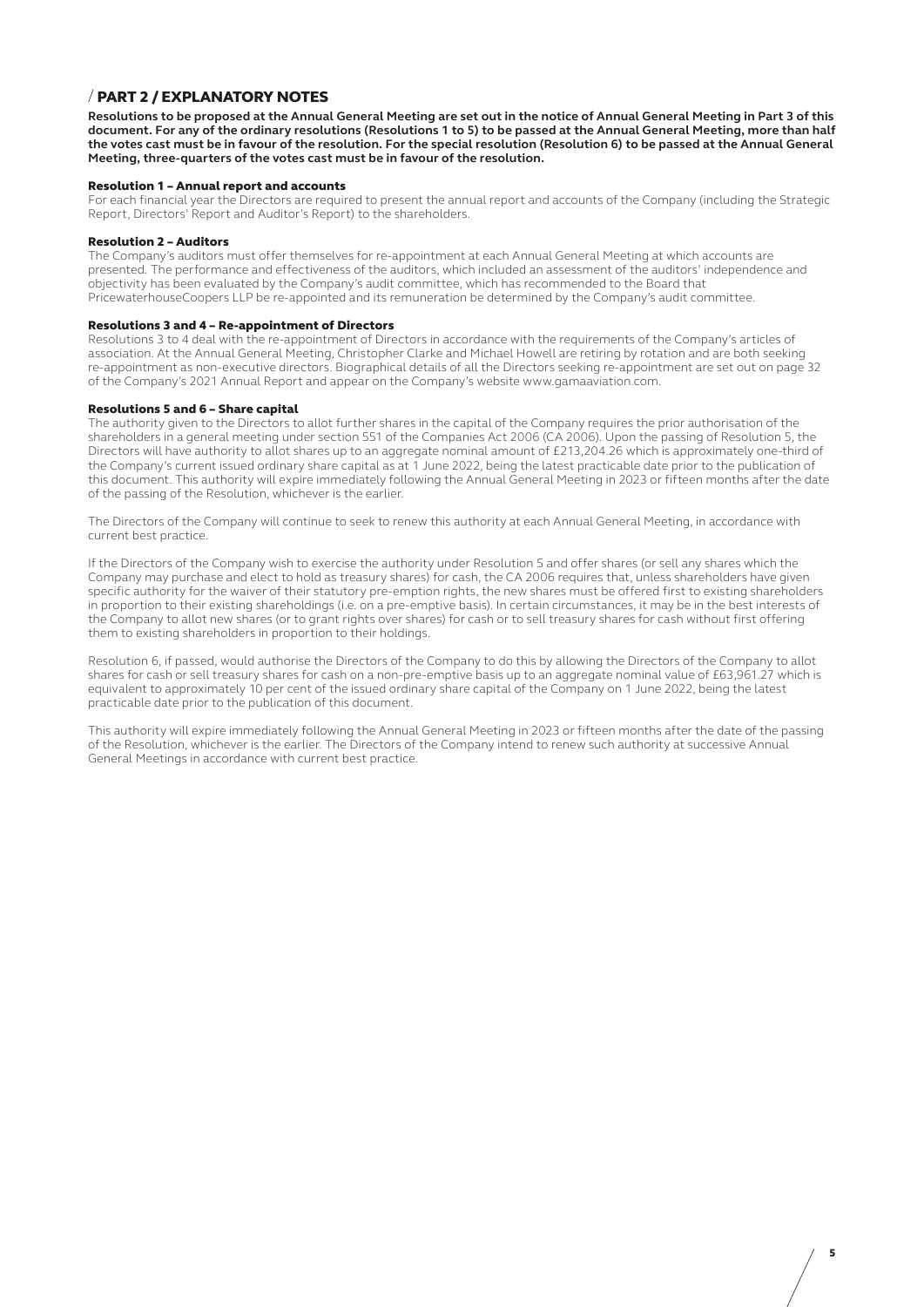## / PART 2 / EXPLANATORY NOTES

**Resolutions to be proposed at the Annual General Meeting are set out in the notice of Annual General Meeting in Part 3 of this document. For any of the ordinary resolutions (Resolutions 1 to 5) to be passed at the Annual General Meeting, more than half the votes cast must be in favour of the resolution. For the special resolution (Resolution 6) to be passed at the Annual General Meeting, three-quarters of the votes cast must be in favour of the resolution.**

### Resolution 1 – Annual report and accounts

For each financial year the Directors are required to present the annual report and accounts of the Company (including the Strategic Report, Directors' Report and Auditor's Report) to the shareholders.

### Resolution 2 – Auditors

The Company's auditors must offer themselves for re-appointment at each Annual General Meeting at which accounts are presented. The performance and effectiveness of the auditors, which included an assessment of the auditors' independence and objectivity has been evaluated by the Company's audit committee, which has recommended to the Board that PricewaterhouseCoopers LLP be re-appointed and its remuneration be determined by the Company's audit committee.

### Resolutions 3 and 4 – Re-appointment of Directors

Resolutions 3 to 4 deal with the re-appointment of Directors in accordance with the requirements of the Company's articles of association. At the Annual General Meeting, Christopher Clarke and Michael Howell are retiring by rotation and are both seeking re-appointment as non-executive directors. Biographical details of all the Directors seeking re-appointment are set out on page 32 of the Company's 2021 Annual Report and appear on the Company's website www.gamaaviation.com.

### Resolutions 5 and 6 – Share capital

The authority given to the Directors to allot further shares in the capital of the Company requires the prior authorisation of the shareholders in a general meeting under section 551 of the Companies Act 2006 (CA 2006). Upon the passing of Resolution 5, the Directors will have authority to allot shares up to an aggregate nominal amount of £213,204.26 which is approximately one-third of the Company's current issued ordinary share capital as at 1 June 2022, being the latest practicable date prior to the publication of this document. This authority will expire immediately following the Annual General Meeting in 2023 or fifteen months after the date of the passing of the Resolution, whichever is the earlier.

The Directors of the Company will continue to seek to renew this authority at each Annual General Meeting, in accordance with current best practice.

If the Directors of the Company wish to exercise the authority under Resolution 5 and offer shares (or sell any shares which the Company may purchase and elect to hold as treasury shares) for cash, the CA 2006 requires that, unless shareholders have given specific authority for the waiver of their statutory pre-emption rights, the new shares must be offered first to existing shareholders in proportion to their existing shareholdings (i.e. on a pre-emptive basis). In certain circumstances, it may be in the best interests of the Company to allot new shares (or to grant rights over shares) for cash or to sell treasury shares for cash without first offering them to existing shareholders in proportion to their holdings.

Resolution 6, if passed, would authorise the Directors of the Company to do this by allowing the Directors of the Company to allot shares for cash or sell treasury shares for cash on a non-pre-emptive basis up to an aggregate nominal value of £63,961.27 which is equivalent to approximately 10 per cent of the issued ordinary share capital of the Company on 1 June 2022, being the latest practicable date prior to the publication of this document.

This authority will expire immediately following the Annual General Meeting in 2023 or fifteen months after the date of the passing of the Resolution, whichever is the earlier. The Directors of the Company intend to renew such authority at successive Annual General Meetings in accordance with current best practice.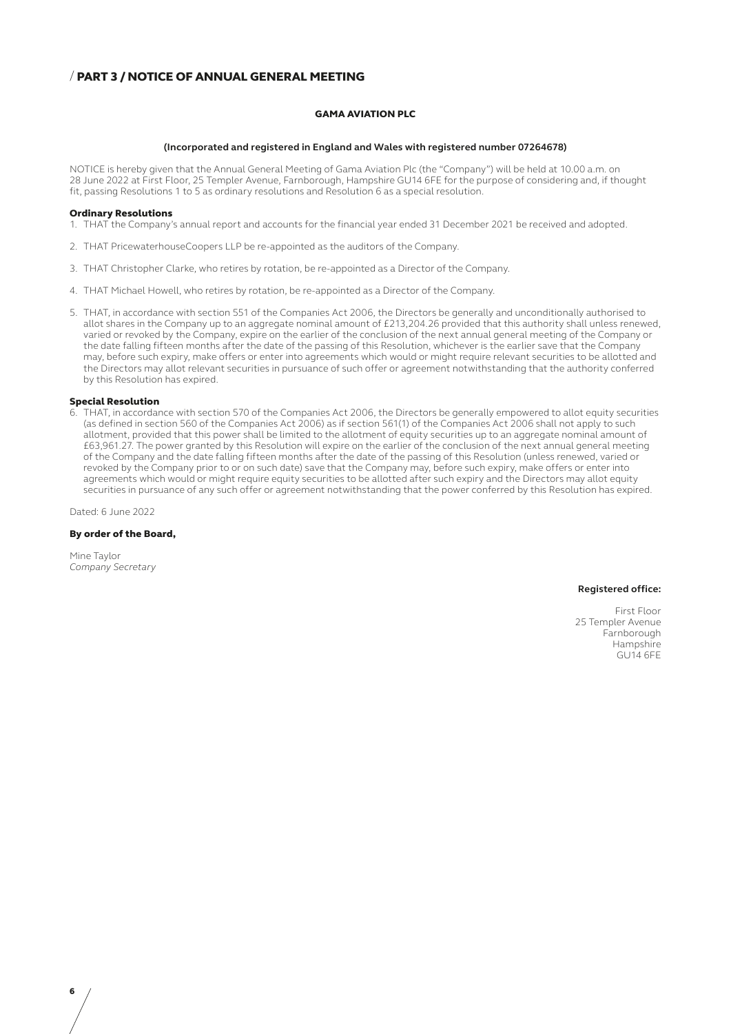# / PART 3 / NOTICE OF ANNUAL GENERAL MEETING

**GAMA AVIATION PLC**

**(Incorporated and registered in England and Wales with registered number 07264678)**

NOTICE is hereby given that the Annual General Meeting of Gama Aviation Plc (the "Company") will be held at 10.00 a.m. on 28 June 2022 at First Floor, 25 Templer Avenue, Farnborough, Hampshire GU14 6FE for the purpose of considering and, if thought fit, passing Resolutions 1 to 5 as ordinary resolutions and Resolution 6 as a special resolution.

### Ordinary Resolutions

1. THAT the Company's annual report and accounts for the financial year ended 31 December 2021 be received and adopted.

2. THAT PricewaterhouseCoopers LLP be re-appointed as the auditors of the Company.

3. THAT Christopher Clarke, who retires by rotation, be re-appointed as a Director of the Company.

4. THAT Michael Howell, who retires by rotation, be re-appointed as a Director of the Company.

5. THAT, in accordance with section 551 of the Companies Act 2006, the Directors be generally and unconditionally authorised to allot shares in the Company up to an aggregate nominal amount of £213,204.26 provided that this authority shall unless renewed, varied or revoked by the Company, expire on the earlier of the conclusion of the next annual general meeting of the Company or the date falling fifteen months after the date of the passing of this Resolution, whichever is the earlier save that the Company may, before such expiry, make offers or enter into agreements which would or might require relevant securities to be allotted and the Directors may allot relevant securities in pursuance of such offer or agreement notwithstanding that the authority conferred by this Resolution has expired.

### Special Resolution

6. THAT, in accordance with section 570 of the Companies Act 2006, the Directors be generally empowered to allot equity securities (as defined in section 560 of the Companies Act 2006) as if section 561(1) of the Companies Act 2006 shall not apply to such allotment, provided that this power shall be limited to the allotment of equity securities up to an aggregate nominal amount of £63,961.27. The power granted by this Resolution will expire on the earlier of the conclusion of the next annual general meeting of the Company and the date falling fifteen months after the date of the passing of this Resolution (unless renewed, varied or revoked by the Company prior to or on such date) save that the Company may, before such expiry, make offers or enter into agreements which would or might require equity securities to be allotted after such expiry and the Directors may allot equity securities in pursuance of any such offer or agreement notwithstanding that the power conferred by this Resolution has expired.

Dated: 6 June 2022

**By order of the Board,**

Mine Taylor
*Company Secretary*

**Registered office:**

First Floor
25 Templer Avenue
Farnborough
Hampshire
GU14 6FE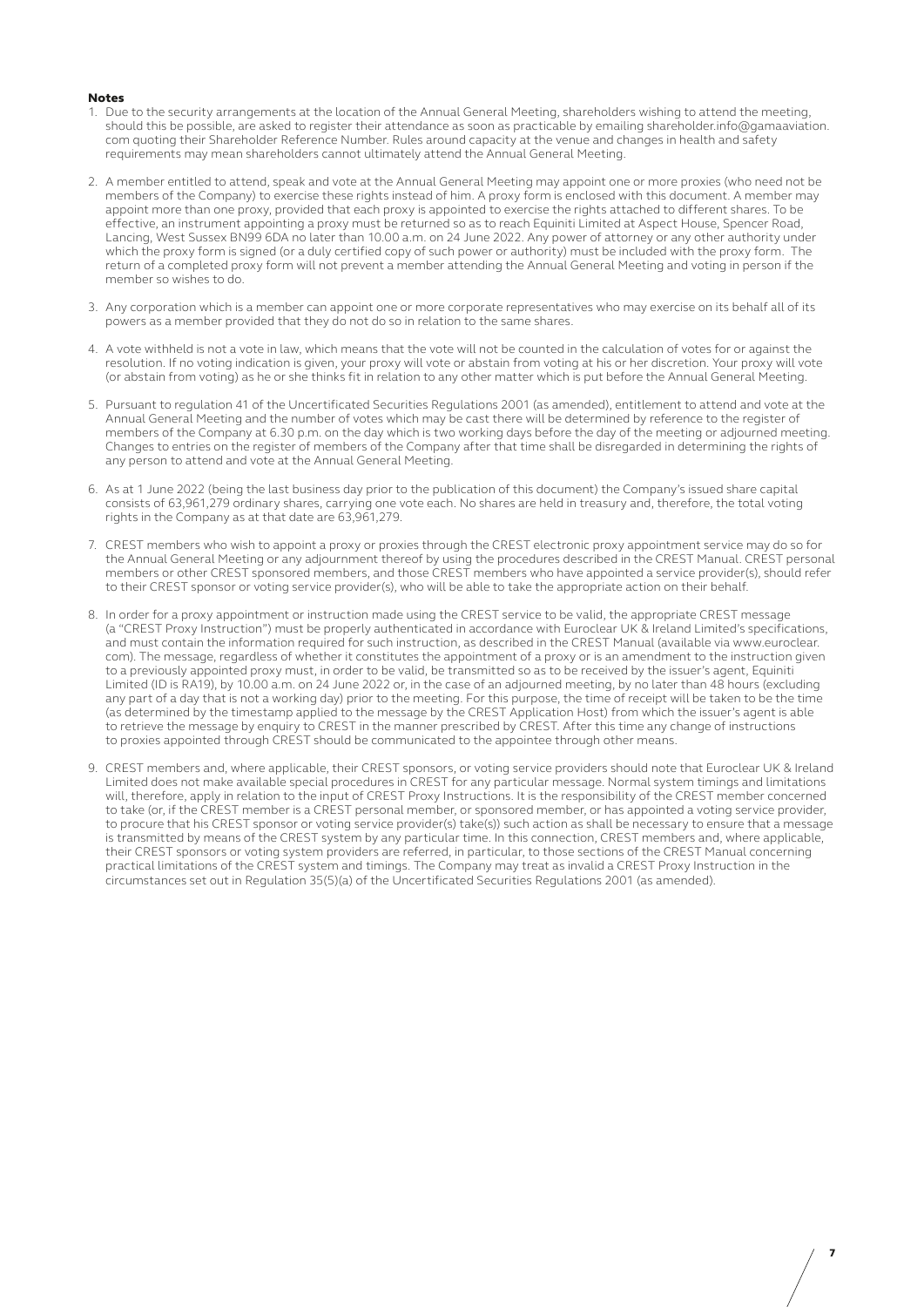**Notes**

1. Due to the security arrangements at the location of the Annual General Meeting, shareholders wishing to attend the meeting, should this be possible, are asked to register their attendance as soon as practicable by emailing shareholder.info@gamaaviation.com quoting their Shareholder Reference Number. Rules around capacity at the venue and changes in health and safety requirements may mean shareholders cannot ultimately attend the Annual General Meeting.

2. A member entitled to attend, speak and vote at the Annual General Meeting may appoint one or more proxies (who need not be members of the Company) to exercise these rights instead of him. A proxy form is enclosed with this document. A member may appoint more than one proxy, provided that each proxy is appointed to exercise the rights attached to different shares. To be effective, an instrument appointing a proxy must be returned so as to reach Equiniti Limited at Aspect House, Spencer Road, Lancing, West Sussex BN99 6DA no later than 10.00 a.m. on 24 June 2022. Any power of attorney or any other authority under which the proxy form is signed (or a duly certified copy of such power or authority) must be included with the proxy form. The return of a completed proxy form will not prevent a member attending the Annual General Meeting and voting in person if the member so wishes to do.

3. Any corporation which is a member can appoint one or more corporate representatives who may exercise on its behalf all of its powers as a member provided that they do not do so in relation to the same shares.

4. A vote withheld is not a vote in law, which means that the vote will not be counted in the calculation of votes for or against the resolution. If no voting indication is given, your proxy will vote or abstain from voting at his or her discretion. Your proxy will vote (or abstain from voting) as he or she thinks fit in relation to any other matter which is put before the Annual General Meeting.

5. Pursuant to regulation 41 of the Uncertificated Securities Regulations 2001 (as amended), entitlement to attend and vote at the Annual General Meeting and the number of votes which may be cast there will be determined by reference to the register of members of the Company at 6.30 p.m. on the day which is two working days before the day of the meeting or adjourned meeting. Changes to entries on the register of members of the Company after that time shall be disregarded in determining the rights of any person to attend and vote at the Annual General Meeting.

6. As at 1 June 2022 (being the last business day prior to the publication of this document) the Company's issued share capital consists of 63,961,279 ordinary shares, carrying one vote each. No shares are held in treasury and, therefore, the total voting rights in the Company as at that date are 63,961,279.

7. CREST members who wish to appoint a proxy or proxies through the CREST electronic proxy appointment service may do so for the Annual General Meeting or any adjournment thereof by using the procedures described in the CREST Manual. CREST personal members or other CREST sponsored members, and those CREST members who have appointed a service provider(s), should refer to their CREST sponsor or voting service provider(s), who will be able to take the appropriate action on their behalf.

8. In order for a proxy appointment or instruction made using the CREST service to be valid, the appropriate CREST message (a "CREST Proxy Instruction") must be properly authenticated in accordance with Euroclear UK & Ireland Limited's specifications, and must contain the information required for such instruction, as described in the CREST Manual (available via www.euroclear.com). The message, regardless of whether it constitutes the appointment of a proxy or is an amendment to the instruction given to a previously appointed proxy must, in order to be valid, be transmitted so as to be received by the issuer's agent, Equiniti Limited (ID is RA19), by 10.00 a.m. on 24 June 2022 or, in the case of an adjourned meeting, by no later than 48 hours (excluding any part of a day that is not a working day) prior to the meeting. For this purpose, the time of receipt will be taken to be the time (as determined by the timestamp applied to the message by the CREST Application Host) from which the issuer's agent is able to retrieve the message by enquiry to CREST in the manner prescribed by CREST. After this time any change of instructions to proxies appointed through CREST should be communicated to the appointee through other means.

9. CREST members and, where applicable, their CREST sponsors, or voting service providers should note that Euroclear UK & Ireland Limited does not make available special procedures in CREST for any particular message. Normal system timings and limitations will, therefore, apply in relation to the input of CREST Proxy Instructions. It is the responsibility of the CREST member concerned to take (or, if the CREST member is a CREST personal member, or sponsored member, or has appointed a voting service provider, to procure that his CREST sponsor or voting service provider(s) take(s)) such action as shall be necessary to ensure that a message is transmitted by means of the CREST system by any particular time. In this connection, CREST members and, where applicable, their CREST sponsors or voting system providers are referred, in particular, to those sections of the CREST Manual concerning practical limitations of the CREST system and timings. The Company may treat as invalid a CREST Proxy Instruction in the circumstances set out in Regulation 35(5)(a) of the Uncertificated Securities Regulations 2001 (as amended).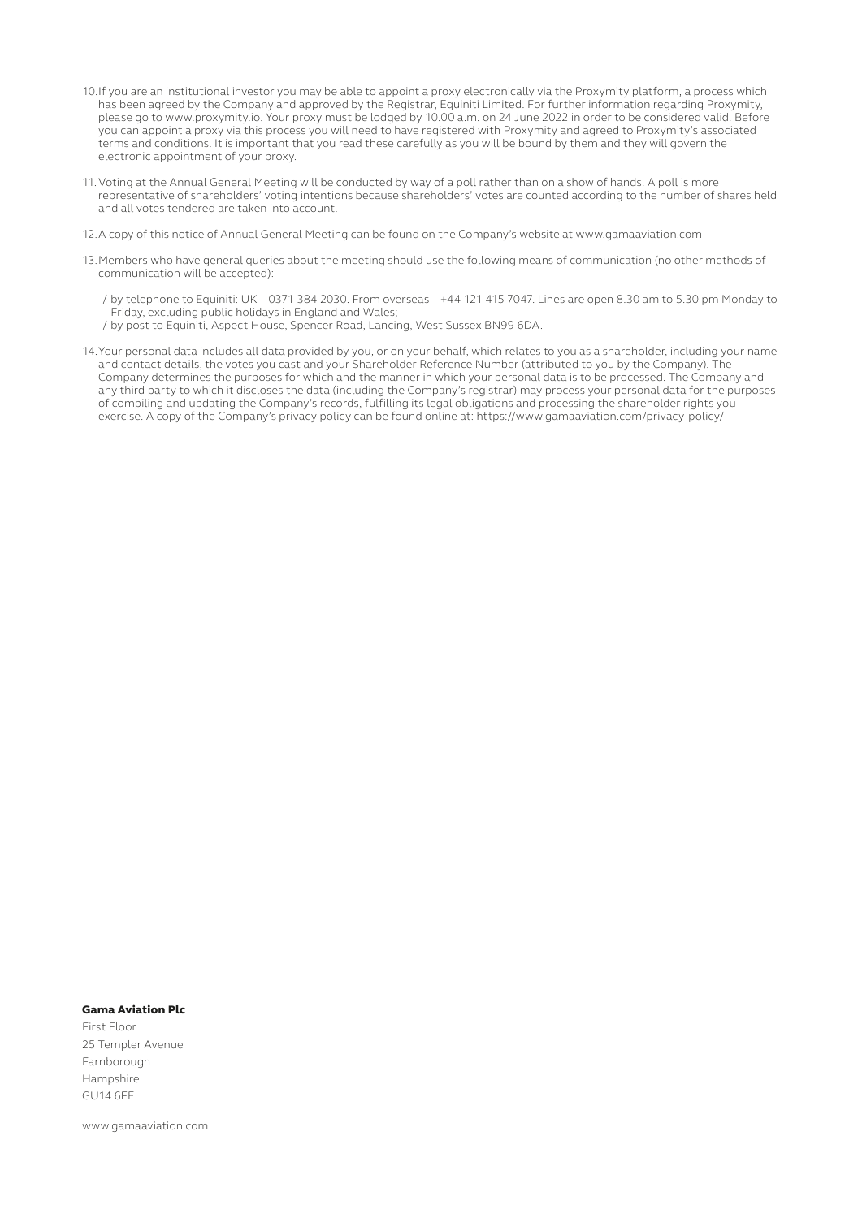10. If you are an institutional investor you may be able to appoint a proxy electronically via the Proxymity platform, a process which has been agreed by the Company and approved by the Registrar, Equiniti Limited. For further information regarding Proxymity, please go to www.proxymity.io. Your proxy must be lodged by 10.00 a.m. on 24 June 2022 in order to be considered valid. Before you can appoint a proxy via this process you will need to have registered with Proxymity and agreed to Proxymity's associated terms and conditions. It is important that you read these carefully as you will be bound by them and they will govern the electronic appointment of your proxy.

11. Voting at the Annual General Meeting will be conducted by way of a poll rather than on a show of hands. A poll is more representative of shareholders' voting intentions because shareholders' votes are counted according to the number of shares held and all votes tendered are taken into account.

12. A copy of this notice of Annual General Meeting can be found on the Company's website at www.gamaaviation.com

13. Members who have general queries about the meeting should use the following means of communication (no other methods of communication will be accepted):

    / by telephone to Equiniti: UK – 0371 384 2030. From overseas – +44 121 415 7047. Lines are open 8.30 am to 5.30 pm Monday to Friday, excluding public holidays in England and Wales;
    
    / by post to Equiniti, Aspect House, Spencer Road, Lancing, West Sussex BN99 6DA.

14. Your personal data includes all data provided by you, or on your behalf, which relates to you as a shareholder, including your name and contact details, the votes you cast and your Shareholder Reference Number (attributed to you by the Company). The Company determines the purposes for which and the manner in which your personal data is to be processed. The Company and any third party to which it discloses the data (including the Company's registrar) may process your personal data for the purposes of compiling and updating the Company's records, fulfilling its legal obligations and processing the shareholder rights you exercise. A copy of the Company's privacy policy can be found online at: https://www.gamaaviation.com/privacy-policy/

**Gama Aviation Plc**

First Floor
25 Templer Avenue
Farnborough
Hampshire
GU14 6FE

www.gamaaviation.com